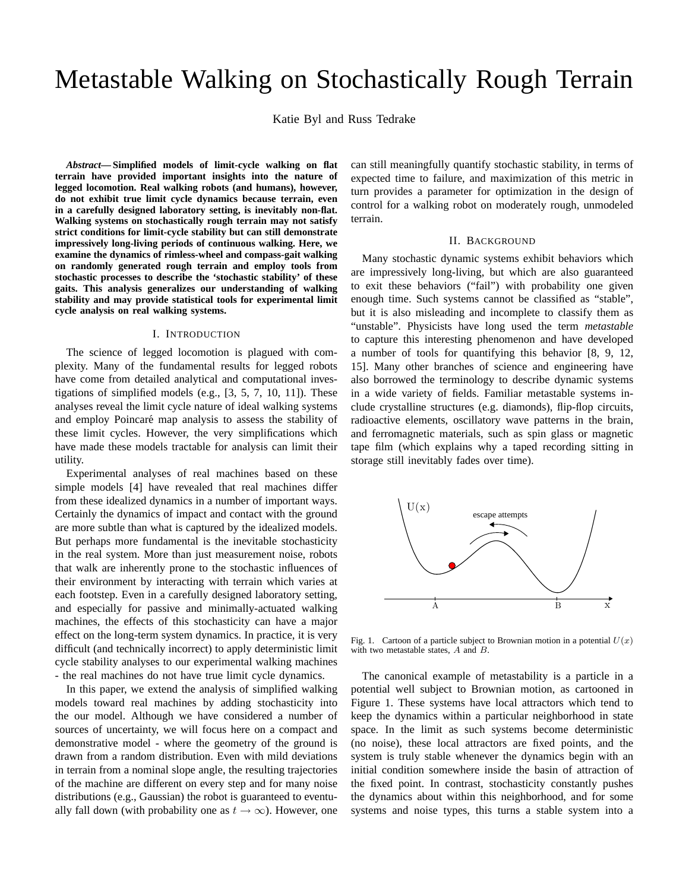# Metastable Walking on Stochastically Rough Terrain

Katie Byl and Russ Tedrake

***Abstract*— Simplified models of limit-cycle walking on flat terrain have provided important insights into the nature of legged locomotion. Real walking robots (and humans), however, do not exhibit true limit cycle dynamics because terrain, even in a carefully designed laboratory setting, is inevitably non-flat. Walking systems on stochastically rough terrain may not satisfy strict conditions for limit-cycle stability but can still demonstrate impressively long-living periods of continuous walking. Here, we examine the dynamics of rimless-wheel and compass-gait walking on randomly generated rough terrain and employ tools from stochastic processes to describe the 'stochastic stability' of these gaits. This analysis generalizes our understanding of walking stability and may provide statistical tools for experimental limit cycle analysis on real walking systems.**

## I. Introduction

The science of legged locomotion is plagued with complexity. Many of the fundamental results for legged robots have come from detailed analytical and computational investigations of simplified models (e.g., [3, 5, 7, 10, 11]). These analyses reveal the limit cycle nature of ideal walking systems and employ Poincaré map analysis to assess the stability of these limit cycles. However, the very simplifications which have made these models tractable for analysis can limit their utility.

Experimental analyses of real machines based on these simple models [4] have revealed that real machines differ from these idealized dynamics in a number of important ways. Certainly the dynamics of impact and contact with the ground are more subtle than what is captured by the idealized models. But perhaps more fundamental is the inevitable stochasticity in the real system. More than just measurement noise, robots that walk are inherently prone to the stochastic influences of their environment by interacting with terrain which varies at each footstep. Even in a carefully designed laboratory setting, and especially for passive and minimally-actuated walking machines, the effects of this stochasticity can have a major effect on the long-term system dynamics. In practice, it is very difficult (and technically incorrect) to apply deterministic limit cycle stability analyses to our experimental walking machines - the real machines do not have true limit cycle dynamics.

In this paper, we extend the analysis of simplified walking models toward real machines by adding stochasticity into the our model. Although we have considered a number of sources of uncertainty, we will focus here on a compact and demonstrative model - where the geometry of the ground is drawn from a random distribution. Even with mild deviations in terrain from a nominal slope angle, the resulting trajectories of the machine are different on every step and for many noise distributions (e.g., Gaussian) the robot is guaranteed to eventually fall down (with probability one as $t \rightarrow \infty$). However, one can still meaningfully quantify stochastic stability, in terms of expected time to failure, and maximization of this metric in turn provides a parameter for optimization in the design of control for a walking robot on moderately rough, unmodeled terrain.

## II. Background

Many stochastic dynamic systems exhibit behaviors which are impressively long-living, but which are also guaranteed to exit these behaviors ("fail") with probability one given enough time. Such systems cannot be classified as "stable", but it is also misleading and incomplete to classify them as "unstable". Physicists have long used the term *metastable* to capture this interesting phenomenon and have developed a number of tools for quantifying this behavior [8, 9, 12, 15]. Many other branches of science and engineering have also borrowed the terminology to describe dynamic systems in a wide variety of fields. Familiar metastable systems include crystalline structures (e.g. diamonds), flip-flop circuits, radioactive elements, oscillatory wave patterns in the brain, and ferromagnetic materials, such as spin glass or magnetic tape film (which explains why a taped recording sitting in storage still inevitably fades over time).

Fig. 1. Cartoon of a particle subject to Brownian motion in a potential $U(x)$ with two metastable states, $A$ and $B$.

The canonical example of metastability is a particle in a potential well subject to Brownian motion, as cartooned in Figure 1. These systems have local attractors which tend to keep the dynamics within a particular neighborhood in state space. In the limit as such systems become deterministic (no noise), these local attractors are fixed points, and the system is truly stable whenever the dynamics begin with an initial condition somewhere inside the basin of attraction of the fixed point. In contrast, stochasticity constantly pushes the dynamics about within this neighborhood, and for some systems and noise types, this turns a stable system into a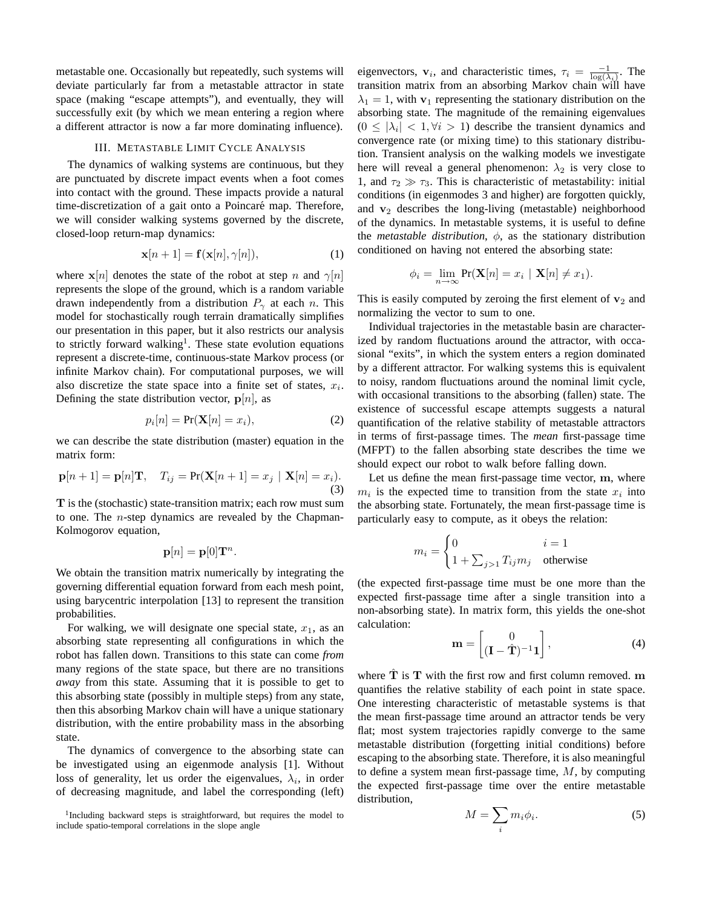metastable one. Occasionally but repeatedly, such systems will deviate particularly far from a metastable attractor in state space (making "escape attempts"), and eventually, they will successfully exit (by which we mean entering a region where a different attractor is now a far more dominating influence).

## III. Metastable Limit Cycle Analysis

The dynamics of walking systems are continuous, but they are punctuated by discrete impact events when a foot comes into contact with the ground. These impacts provide a natural time-discretization of a gait onto a Poincaré map. Therefore, we will consider walking systems governed by the discrete, closed-loop return-map dynamics:

$$\mathbf{x}[n+1] = \mathbf{f}(\mathbf{x}[n], \gamma[n]), \tag{1}$$

where $\mathbf{x}[n]$ denotes the state of the robot at step $n$ and $\gamma[n]$ represents the slope of the ground, which is a random variable drawn independently from a distribution $P_\gamma$ at each $n$. This model for stochastically rough terrain dramatically simplifies our presentation in this paper, but it also restricts our analysis to strictly forward walking[1]. These state evolution equations represent a discrete-time, continuous-state Markov process (or infinite Markov chain). For computational purposes, we will also discretize the state space into a finite set of states, $x_i$. Defining the state distribution vector, $\mathbf{p}[n]$, as

$$p_i[n] = \Pr(\mathbf{X}[n] = x_i), \tag{2}$$

we can describe the state distribution (master) equation in the matrix form:

$$\mathbf{p}[n+1] = \mathbf{p}[n]\mathbf{T}, \quad T_{ij} = \Pr(\mathbf{X}[n+1] = x_j \mid \mathbf{X}[n] = x_i). \tag{3}$$

$\mathbf{T}$ is the (stochastic) state-transition matrix; each row must sum to one. The $n$-step dynamics are revealed by the Chapman-Kolmogorov equation,

$$\mathbf{p}[n] = \mathbf{p}[0]\mathbf{T}^n.$$

We obtain the transition matrix numerically by integrating the governing differential equation forward from each mesh point, using barycentric interpolation [13] to represent the transition probabilities.

For walking, we will designate one special state, $x_1$, as an absorbing state representing all configurations in which the robot has fallen down. Transitions to this state can come *from* many regions of the state space, but there are no transitions *away* from this state. Assuming that it is possible to get to this absorbing state (possibly in multiple steps) from any state, then this absorbing Markov chain will have a unique stationary distribution, with the entire probability mass in the absorbing state.

The dynamics of convergence to the absorbing state can be investigated using an eigenmode analysis [1]. Without loss of generality, let us order the eigenvalues, $\lambda_i$, in order of decreasing magnitude, and label the corresponding (left) eigenvectors, $\mathbf{v}_i$, and characteristic times, $\tau_i = \frac{-1}{\log(\lambda_i)}$. The transition matrix from an absorbing Markov chain will have $\lambda_1 = 1$, with $\mathbf{v}_1$ representing the stationary distribution on the absorbing state. The magnitude of the remaining eigenvalues ($0 \leq |\lambda_i| < 1, \forall i > 1$) describe the transient dynamics and convergence rate (or mixing time) to this stationary distribution. Transient analysis on the walking models we investigate here will reveal a general phenomenon: $\lambda_2$ is very close to 1, and $\tau_2 \gg \tau_3$. This is characteristic of metastability: initial conditions (in eigenmodes 3 and higher) are forgotten quickly, and $\mathbf{v}_2$ describes the long-living (metastable) neighborhood of the dynamics. In metastable systems, it is useful to define the *metastable distribution*, $\phi$, as the stationary distribution conditioned on having not entered the absorbing state:

$$\phi_i = \lim_{n\to\infty} \Pr(\mathbf{X}[n] = x_i \mid \mathbf{X}[n] \neq x_1).$$

This is easily computed by zeroing the first element of $\mathbf{v}_2$ and normalizing the vector to sum to one.

Individual trajectories in the metastable basin are characterized by random fluctuations around the attractor, with occasional "exits", in which the system enters a region dominated by a different attractor. For walking systems this is equivalent to noisy, random fluctuations around the nominal limit cycle, with occasional transitions to the absorbing (fallen) state. The existence of successful escape attempts suggests a natural quantification of the relative stability of metastable attractors in terms of first-passage times. The *mean* first-passage time (MFPT) to the fallen absorbing state describes the time we should expect our robot to walk before falling down.

Let us define the mean first-passage time vector, $\mathbf{m}$, where $m_i$ is the expected time to transition from the state $x_i$ into the absorbing state. Fortunately, the mean first-passage time is particularly easy to compute, as it obeys the relation:

$$m_i = \begin{cases} 0 & i = 1 \\ 1 + \sum_{j>1} T_{ij} m_j & \text{otherwise} \end{cases}$$

(the expected first-passage time must be one more than the expected first-passage time after a single transition into a non-absorbing state). In matrix form, this yields the one-shot calculation:

$$\mathbf{m} = \begin{bmatrix} 0 \\ (\mathbf{I} - \hat{\mathbf{T}})^{-1}\mathbf{1} \end{bmatrix}, \tag{4}$$

where $\hat{\mathbf{T}}$ is $\mathbf{T}$ with the first row and first column removed. $\mathbf{m}$ quantifies the relative stability of each point in state space. One interesting characteristic of metastable systems is that the mean first-passage time around an attractor tends be very flat; most system trajectories rapidly converge to the same metastable distribution (forgetting initial conditions) before escaping to the absorbing state. Therefore, it is also meaningful to define a system mean first-passage time, $M$, by computing the expected first-passage time over the entire metastable distribution,

$$M = \sum_i m_i \phi_i. \tag{5}$$

[1] Including backward steps is straightforward, but requires the model to include spatio-temporal correlations in the slope angle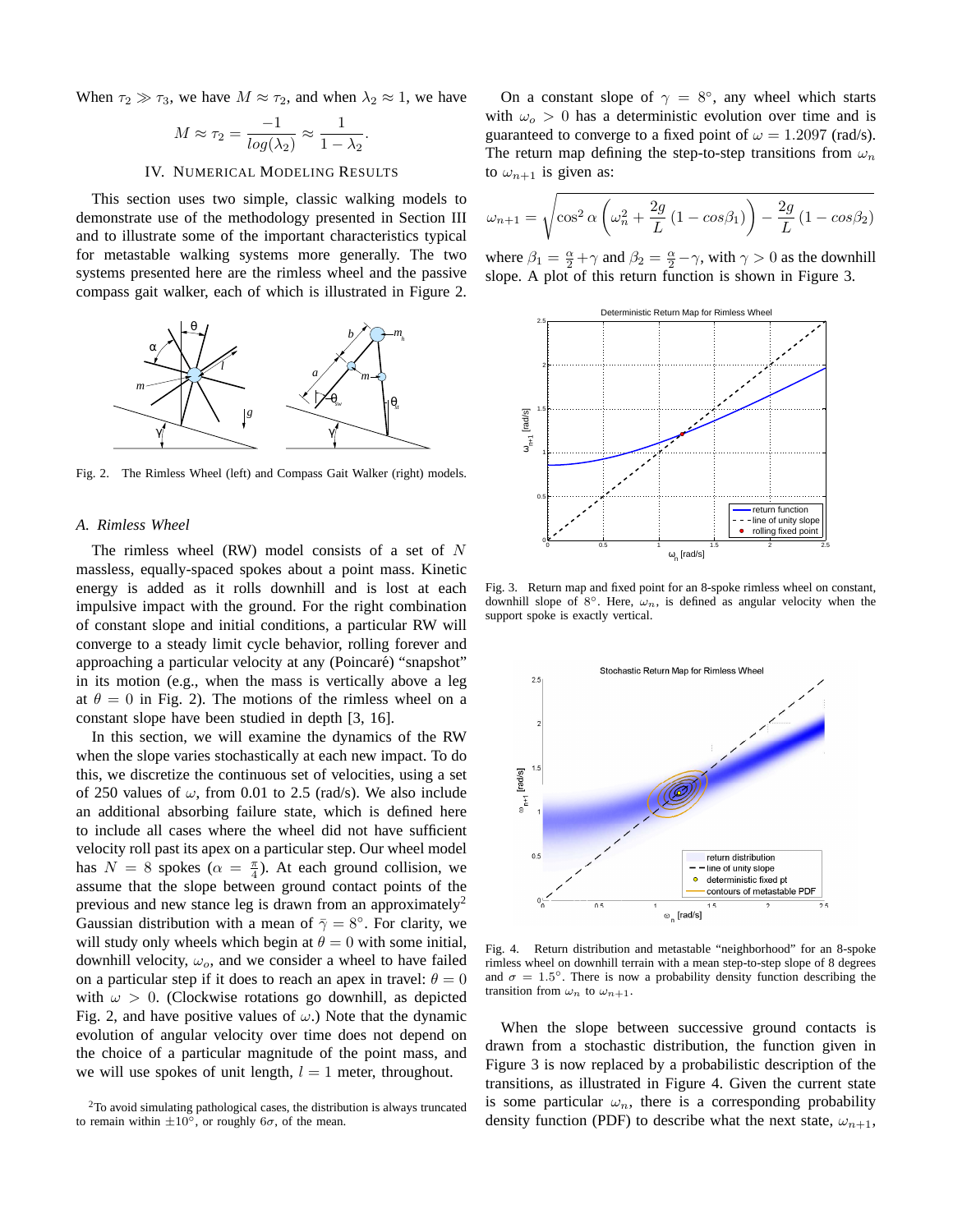When $\tau_2 \gg \tau_3$, we have $M \approx \tau_2$, and when $\lambda_2 \approx 1$, we have

$$M \approx \tau_2 = \frac{-1}{log(\lambda_2)} \approx \frac{1}{1-\lambda_2}.$$

## IV. Numerical Modeling Results

This section uses two simple, classic walking models to demonstrate use of the methodology presented in Section III and to illustrate some of the important characteristics typical for metastable walking systems more generally. The two systems presented here are the rimless wheel and the passive compass gait walker, each of which is illustrated in Figure 2.

Fig. 2. The Rimless Wheel (left) and Compass Gait Walker (right) models.

### A. Rimless Wheel

The rimless wheel (RW) model consists of a set of $N$ massless, equally-spaced spokes about a point mass. Kinetic energy is added as it rolls downhill and is lost at each impulsive impact with the ground. For the right combination of constant slope and initial conditions, a particular RW will converge to a steady limit cycle behavior, rolling forever and approaching a particular velocity at any (Poincaré) "snapshot" in its motion (e.g., when the mass is vertically above a leg at $\theta = 0$ in Fig. 2). The motions of the rimless wheel on a constant slope have been studied in depth [3, 16].

In this section, we will examine the dynamics of the RW when the slope varies stochastically at each new impact. To do this, we discretize the continuous set of velocities, using a set of 250 values of $\omega$, from 0.01 to 2.5 (rad/s). We also include an additional absorbing failure state, which is defined here to include all cases where the wheel did not have sufficient velocity roll past its apex on a particular step. Our wheel model has $N = 8$ spokes ($\alpha = \frac{\pi}{4}$). At each ground collision, we assume that the slope between ground contact points of the previous and new stance leg is drawn from an approximately[2] Gaussian distribution with a mean of $\bar{\gamma} = 8^\circ$. For clarity, we will study only wheels which begin at $\theta = 0$ with some initial, downhill velocity, $\omega_o$, and we consider a wheel to have failed on a particular step if it does to reach an apex in travel: $\theta = 0$ with $\omega > 0$. (Clockwise rotations go downhill, as depicted Fig. 2, and have positive values of $\omega$.) Note that the dynamic evolution of angular velocity over time does not depend on the choice of a particular magnitude of the point mass, and we will use spokes of unit length, $l = 1$ meter, throughout.

[2] To avoid simulating pathological cases, the distribution is always truncated to remain within $\pm 10^\circ$, or roughly $6\sigma$, of the mean.

On a constant slope of $\gamma = 8^\circ$, any wheel which starts with $\omega_o > 0$ has a deterministic evolution over time and is guaranteed to converge to a fixed point of $\omega = 1.2097$ (rad/s). The return map defining the step-to-step transitions from $\omega_n$ to $\omega_{n+1}$ is given as:

$$\omega_{n+1} = \sqrt{\cos^2 \alpha \left( \omega_n^2 + \frac{2g}{L}\left(1 - cos\beta_1\right) \right) - \frac{2g}{L}\left(1 - cos\beta_2\right)}$$

where $\beta_1 = \frac{\alpha}{2} + \gamma$ and $\beta_2 = \frac{\alpha}{2} - \gamma$, with $\gamma > 0$ as the downhill slope. A plot of this return function is shown in Figure 3.

Fig. 3. Return map and fixed point for an 8-spoke rimless wheel on constant, downhill slope of 8°. Here, $\omega_n$, is defined as angular velocity when the support spoke is exactly vertical.

Fig. 4. Return distribution and metastable "neighborhood" for an 8-spoke rimless wheel on downhill terrain with a mean step-to-step slope of 8 degrees and $\sigma = 1.5^\circ$. There is now a probability density function describing the transition from $\omega_n$ to $\omega_{n+1}$.

When the slope between successive ground contacts is drawn from a stochastic distribution, the function given in Figure 3 is now replaced by a probabilistic description of the transitions, as illustrated in Figure 4. Given the current state is some particular $\omega_n$, there is a corresponding probability density function (PDF) to describe what the next state, $\omega_{n+1}$,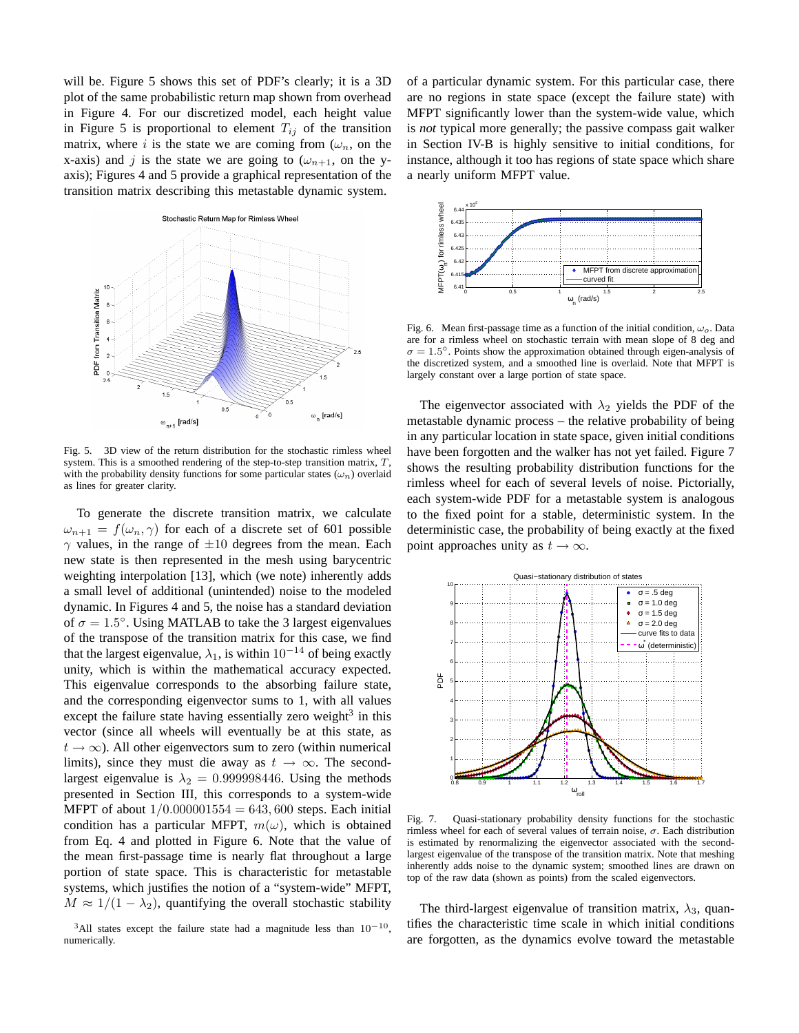will be. Figure 5 shows this set of PDF's clearly; it is a 3D plot of the same probabilistic return map shown from overhead in Figure 4. For our discretized model, each height value in Figure 5 is proportional to element $T_{ij}$ of the transition matrix, where $i$ is the state we are coming from ($\omega_n$, on the x-axis) and $j$ is the state we are going to ($\omega_{n+1}$, on the y-axis); Figures 4 and 5 provide a graphical representation of the transition matrix describing this metastable dynamic system.

Fig. 5. 3D view of the return distribution for the stochastic rimless wheel system. This is a smoothed rendering of the step-to-step transition matrix, $T$, with the probability density functions for some particular states ($\omega_n$) overlaid as lines for greater clarity.

To generate the discrete transition matrix, we calculate $\omega_{n+1} = f(\omega_n, \gamma)$ for each of a discrete set of 601 possible $\gamma$ values, in the range of $\pm 10$ degrees from the mean. Each new state is then represented in the mesh using barycentric weighting interpolation [13], which (we note) inherently adds a small level of additional (unintended) noise to the modeled dynamic. In Figures 4 and 5, the noise has a standard deviation of $\sigma = 1.5°$. Using MATLAB to take the 3 largest eigenvalues of the transpose of the transition matrix for this case, we find that the largest eigenvalue, $\lambda_1$, is within $10^{-14}$ of being exactly unity, which is within the mathematical accuracy expected. This eigenvalue corresponds to the absorbing failure state, and the corresponding eigenvector sums to 1, with all values except the failure state having essentially zero weight[3] in this vector (since all wheels will eventually be at this state, as $t \rightarrow \infty$). All other eigenvectors sum to zero (within numerical limits), since they must die away as $t \rightarrow \infty$. The second-largest eigenvalue is $\lambda_2 = 0.999998446$. Using the methods presented in Section III, this corresponds to a system-wide MFPT of about $1/0.000001554 = 643,600$ steps. Each initial condition has a particular MFPT, $m(\omega)$, which is obtained from Eq. 4 and plotted in Figure 6. Note that the value of the mean first-passage time is nearly flat throughout a large portion of state space. This is characteristic for metastable systems, which justifies the notion of a "system-wide" MFPT, $M \approx 1/(1 - \lambda_2)$, quantifying the overall stochastic stability of a particular dynamic system. For this particular case, there are no regions in state space (except the failure state) with MFPT significantly lower than the system-wide value, which is *not* typical more generally; the passive compass gait walker in Section IV-B is highly sensitive to initial conditions, for instance, although it too has regions of state space which share a nearly uniform MFPT value.

[3] All states except the failure state had a magnitude less than $10^{-10}$, numerically.

Fig. 6. Mean first-passage time as a function of the initial condition, $\omega_o$. Data are for a rimless wheel on stochastic terrain with mean slope of 8 deg and $\sigma = 1.5°$. Points show the approximation obtained through eigen-analysis of the discretized system, and a smoothed line is overlaid. Note that MFPT is largely constant over a large portion of state space.

The eigenvector associated with $\lambda_2$ yields the PDF of the metastable dynamic process – the relative probability of being in any particular location in state space, given initial conditions have been forgotten and the walker has not yet failed. Figure 7 shows the resulting probability distribution functions for the rimless wheel for each of several levels of noise. Pictorially, each system-wide PDF for a metastable system is analogous to the fixed point for a stable, deterministic system. In the deterministic case, the probability of being exactly at the fixed point approaches unity as $t \rightarrow \infty$.

Fig. 7. Quasi-stationary probability density functions for the stochastic rimless wheel for each of several values of terrain noise, $\sigma$. Each distribution is estimated by renormalizing the eigenvector associated with the second-largest eigenvalue of the transpose of the transition matrix. Note that meshing inherently adds noise to the dynamic system; smoothed lines are drawn on top of the raw data (shown as points) from the scaled eigenvectors.

The third-largest eigenvalue of transition matrix, $\lambda_3$, quantifies the characteristic time scale in which initial conditions are forgotten, as the dynamics evolve toward the metastable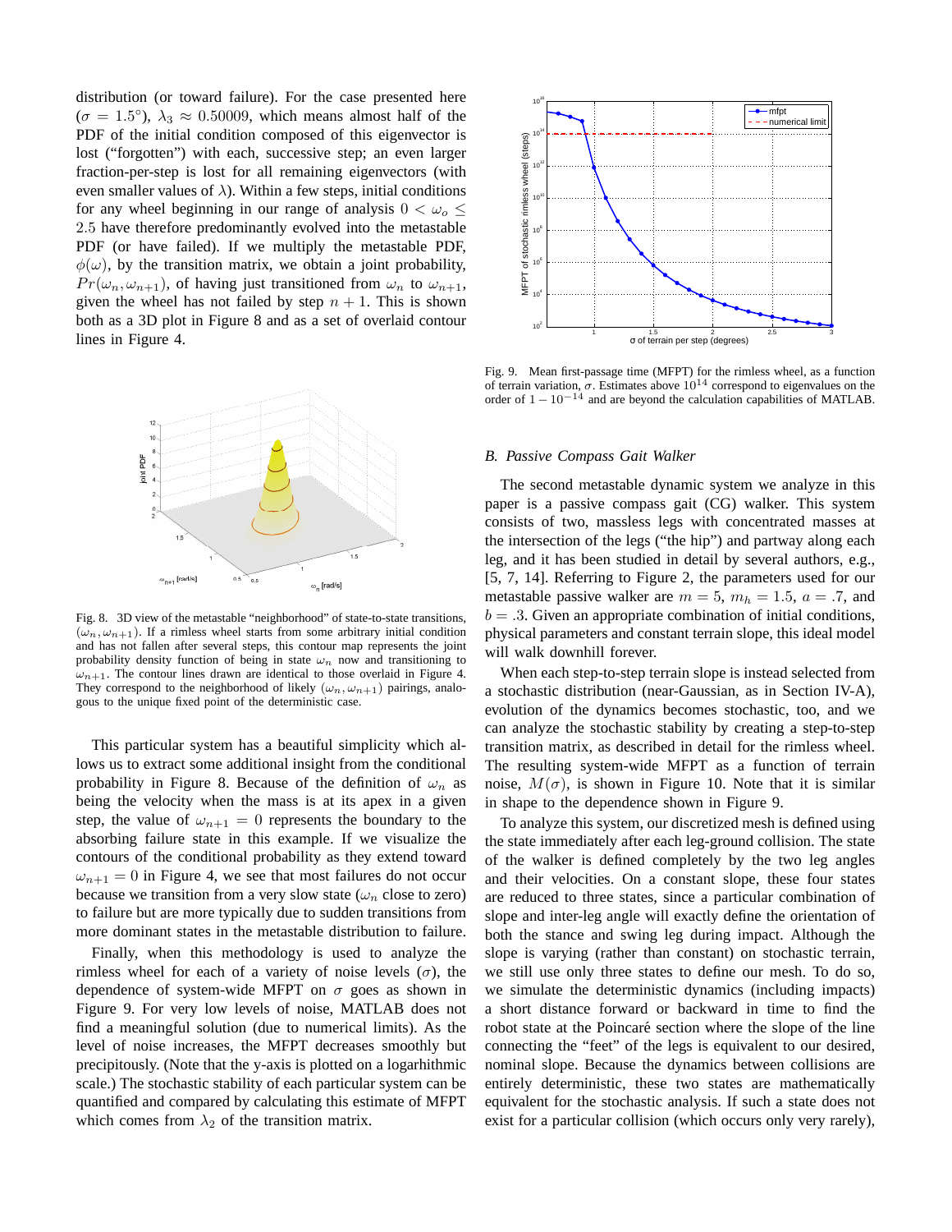distribution (or toward failure). For the case presented here ($\sigma = 1.5°$), $\lambda_3 \approx 0.50009$, which means almost half of the PDF of the initial condition composed of this eigenvector is lost ("forgotten") with each, successive step; an even larger fraction-per-step is lost for all remaining eigenvectors (with even smaller values of $\lambda$). Within a few steps, initial conditions for any wheel beginning in our range of analysis $0 < \omega_o \leq 2.5$ have therefore predominantly evolved into the metastable PDF (or have failed). If we multiply the metastable PDF, $\phi(\omega)$, by the transition matrix, we obtain a joint probability, $Pr(\omega_n, \omega_{n+1})$, of having just transitioned from $\omega_n$ to $\omega_{n+1}$, given the wheel has not failed by step $n+1$. This is shown both as a 3D plot in Figure 8 and as a set of overlaid contour lines in Figure 4.

joint PDF
12
10
8
6
4
2
0
2
1.5
1
0.5
$\omega_{n+1}$ [rad/s]
0.5
1
1.5
2
$\omega_n$ [rad/s]

Fig. 8. 3D view of the metastable "neighborhood" of state-to-state transitions, $(\omega_n, \omega_{n+1})$. If a rimless wheel starts from some arbitrary initial condition and has not fallen after several steps, this contour map represents the joint probability density function of being in state $\omega_n$ now and transitioning to $\omega_{n+1}$. The contour lines drawn are identical to those overlaid in Figure 4. They correspond to the neighborhood of likely $(\omega_n, \omega_{n+1})$ pairings, analogous to the unique fixed point of the deterministic case.

This particular system has a beautiful simplicity which allows us to extract some additional insight from the conditional probability in Figure 8. Because of the definition of $\omega_n$ as being the velocity when the mass is at its apex in a given step, the value of $\omega_{n+1} = 0$ represents the boundary to the absorbing failure state in this example. If we visualize the contours of the conditional probability as they extend toward $\omega_{n+1} = 0$ in Figure 4, we see that most failures do not occur because we transition from a very slow state ($\omega_n$ close to zero) to failure but are more typically due to sudden transitions from more dominant states in the metastable distribution to failure.

Finally, when this methodology is used to analyze the rimless wheel for each of a variety of noise levels ($\sigma$), the dependence of system-wide MFPT on $\sigma$ goes as shown in Figure 9. For very low levels of noise, MATLAB does not find a meaningful solution (due to numerical limits). As the level of noise increases, the MFPT decreases smoothly but precipitously. (Note that the y-axis is plotted on a logarithmic scale.) The stochastic stability of each particular system can be quantified and compared by calculating this estimate of MFPT which comes from $\lambda_2$ of the transition matrix.

MFPT of stochastic rimless wheel (steps)
$10^{16}$
$10^{14}$
$10^{12}$
$10^{10}$
$10^{8}$
$10^{6}$
$10^{4}$
$10^{2}$
1
1.5
2
2.5
3
σ of terrain per step (degrees)
mfpt
numerical limit

Fig. 9. Mean first-passage time (MFPT) for the rimless wheel, as a function of terrain variation, $\sigma$. Estimates above $10^{14}$ correspond to eigenvalues on the order of $1 - 10^{-14}$ and are beyond the calculation capabilities of MATLAB.

### B. *Passive Compass Gait Walker*

The second metastable dynamic system we analyze in this paper is a passive compass gait (CG) walker. This system consists of two, massless legs with concentrated masses at the intersection of the legs ("the hip") and partway along each leg, and it has been studied in detail by several authors, e.g., [5, 7, 14]. Referring to Figure 2, the parameters used for our metastable passive walker are $m = 5$, $m_h = 1.5$, $a = .7$, and $b = .3$. Given an appropriate combination of initial conditions, physical parameters and constant terrain slope, this ideal model will walk downhill forever.

When each step-to-step terrain slope is instead selected from a stochastic distribution (near-Gaussian, as in Section IV-A), evolution of the dynamics becomes stochastic, too, and we can analyze the stochastic stability by creating a step-to-step transition matrix, as described in detail for the rimless wheel. The resulting system-wide MFPT as a function of terrain noise, $M(\sigma)$, is shown in Figure 10. Note that it is similar in shape to the dependence shown in Figure 9.

To analyze this system, our discretized mesh is defined using the state immediately after each leg-ground collision. The state of the walker is defined completely by the two leg angles and their velocities. On a constant slope, these four states are reduced to three states, since a particular combination of slope and inter-leg angle will exactly define the orientation of both the stance and swing leg during impact. Although the slope is varying (rather than constant) on stochastic terrain, we still use only three states to define our mesh. To do so, we simulate the deterministic dynamics (including impacts) a short distance forward or backward in time to find the robot state at the Poincaré section where the slope of the line connecting the "feet" of the legs is equivalent to our desired, nominal slope. Because the dynamics between collisions are entirely deterministic, these two states are mathematically equivalent for the stochastic analysis. If such a state does not exist for a particular collision (which occurs only very rarely),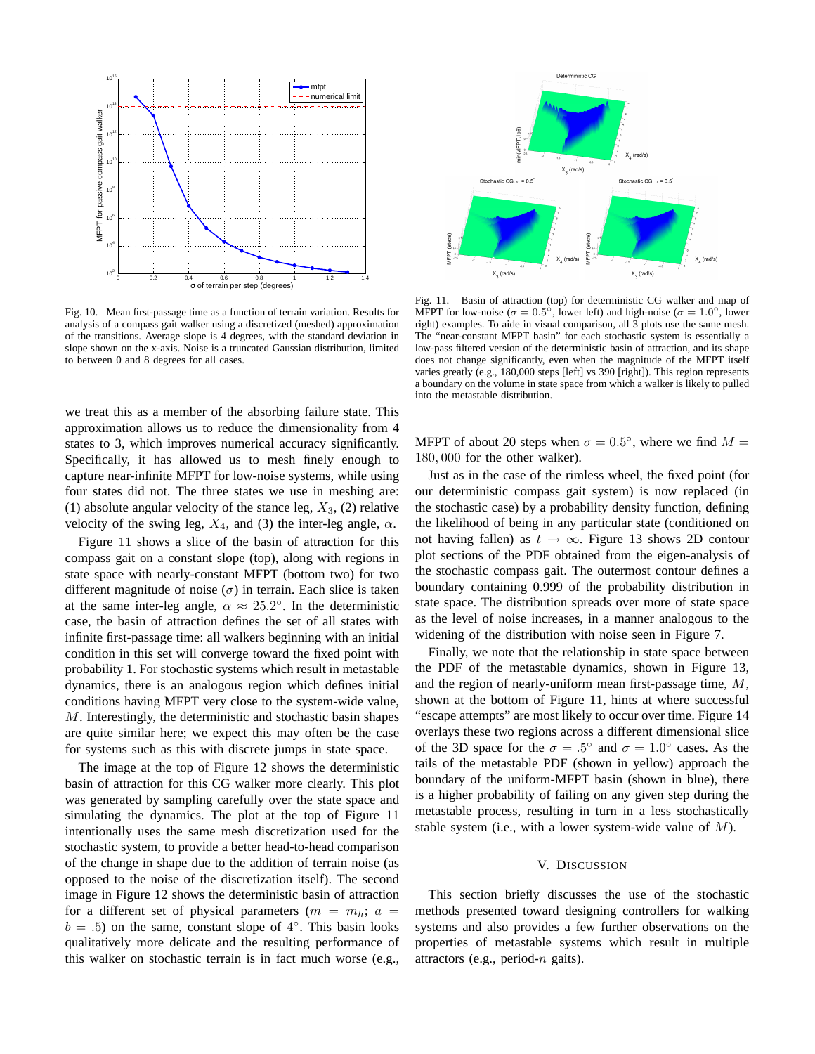Fig. 10. Mean first-passage time as a function of terrain variation. Results for analysis of a compass gait walker using a discretized (meshed) approximation of the transitions. Average slope is 4 degrees, with the standard deviation in slope shown on the x-axis. Noise is a truncated Gaussian distribution, limited to between 0 and 8 degrees for all cases.

Fig. 11. Basin of attraction (top) for deterministic CG walker and map of MFPT for low-noise ($\sigma = 0.5°$, lower left) and high-noise ($\sigma = 1.0°$, lower right) examples. To aide in visual comparison, all 3 plots use the same mesh. The "near-constant MFPT basin" for each stochastic system is essentially a low-pass filtered version of the deterministic basin of attraction, and its shape does not change significantly, even when the magnitude of the MFPT itself varies greatly (e.g., 180,000 steps [left] vs 390 [right]). This region represents a boundary on the volume in state space from which a walker is likely to pulled into the metastable distribution.

we treat this as a member of the absorbing failure state. This approximation allows us to reduce the dimensionality from 4 states to 3, which improves numerical accuracy significantly. Specifically, it has allowed us to mesh finely enough to capture near-infinite MFPT for low-noise systems, while using four states did not. The three states we use in meshing are: (1) absolute angular velocity of the stance leg, $X_3$, (2) relative velocity of the swing leg, $X_4$, and (3) the inter-leg angle, $\alpha$.

Figure 11 shows a slice of the basin of attraction for this compass gait on a constant slope (top), along with regions in state space with nearly-constant MFPT (bottom two) for two different magnitude of noise ($\sigma$) in terrain. Each slice is taken at the same inter-leg angle, $\alpha \approx 25.2°$. In the deterministic case, the basin of attraction defines the set of all states with infinite first-passage time: all walkers beginning with an initial condition in this set will converge toward the fixed point with probability 1. For stochastic systems which result in metastable dynamics, there is an analogous region which defines initial conditions having MFPT very close to the system-wide value, $M$. Interestingly, the deterministic and stochastic basin shapes are quite similar here; we expect this may often be the case for systems such as this with discrete jumps in state space.

The image at the top of Figure 12 shows the deterministic basin of attraction for this CG walker more clearly. This plot was generated by sampling carefully over the state space and simulating the dynamics. The plot at the top of Figure 11 intentionally uses the same mesh discretization used for the stochastic system, to provide a better head-to-head comparison of the change in shape due to the addition of terrain noise (as opposed to the noise of the discretization itself). The second image in Figure 12 shows the deterministic basin of attraction for a different set of physical parameters ($m = m_h$; $a = b = .5$) on the same, constant slope of $4°$. This basin looks qualitatively more delicate and the resulting performance of this walker on stochastic terrain is in fact much worse (e.g., MFPT of about 20 steps when $\sigma = 0.5°$, where we find $M = 180,000$ for the other walker).

Just as in the case of the rimless wheel, the fixed point (for our deterministic compass gait system) is now replaced (in the stochastic case) by a probability density function, defining the likelihood of being in any particular state (conditioned on not having fallen) as $t \to \infty$. Figure 13 shows 2D contour plot sections of the PDF obtained from the eigen-analysis of the stochastic compass gait. The outermost contour defines a boundary containing 0.999 of the probability distribution in state space. The distribution spreads over more of state space as the level of noise increases, in a manner analogous to the widening of the distribution with noise seen in Figure 7.

Finally, we note that the relationship in state space between the PDF of the metastable dynamics, shown in Figure 13, and the region of nearly-uniform mean first-passage time, $M$, shown at the bottom of Figure 11, hints at where successful "escape attempts" are most likely to occur over time. Figure 14 overlays these two regions across a different dimensional slice of the 3D space for the $\sigma = .5°$ and $\sigma = 1.0°$ cases. As the tails of the metastable PDF (shown in yellow) approach the boundary of the uniform-MFPT basin (shown in blue), there is a higher probability of failing on any given step during the metastable process, resulting in turn in a less stochastically stable system (i.e., with a lower system-wide value of $M$).

## V. Discussion

This section briefly discusses the use of the stochastic methods presented toward designing controllers for walking systems and also provides a few further observations on the properties of metastable systems which result in multiple attractors (e.g., period-$n$ gaits).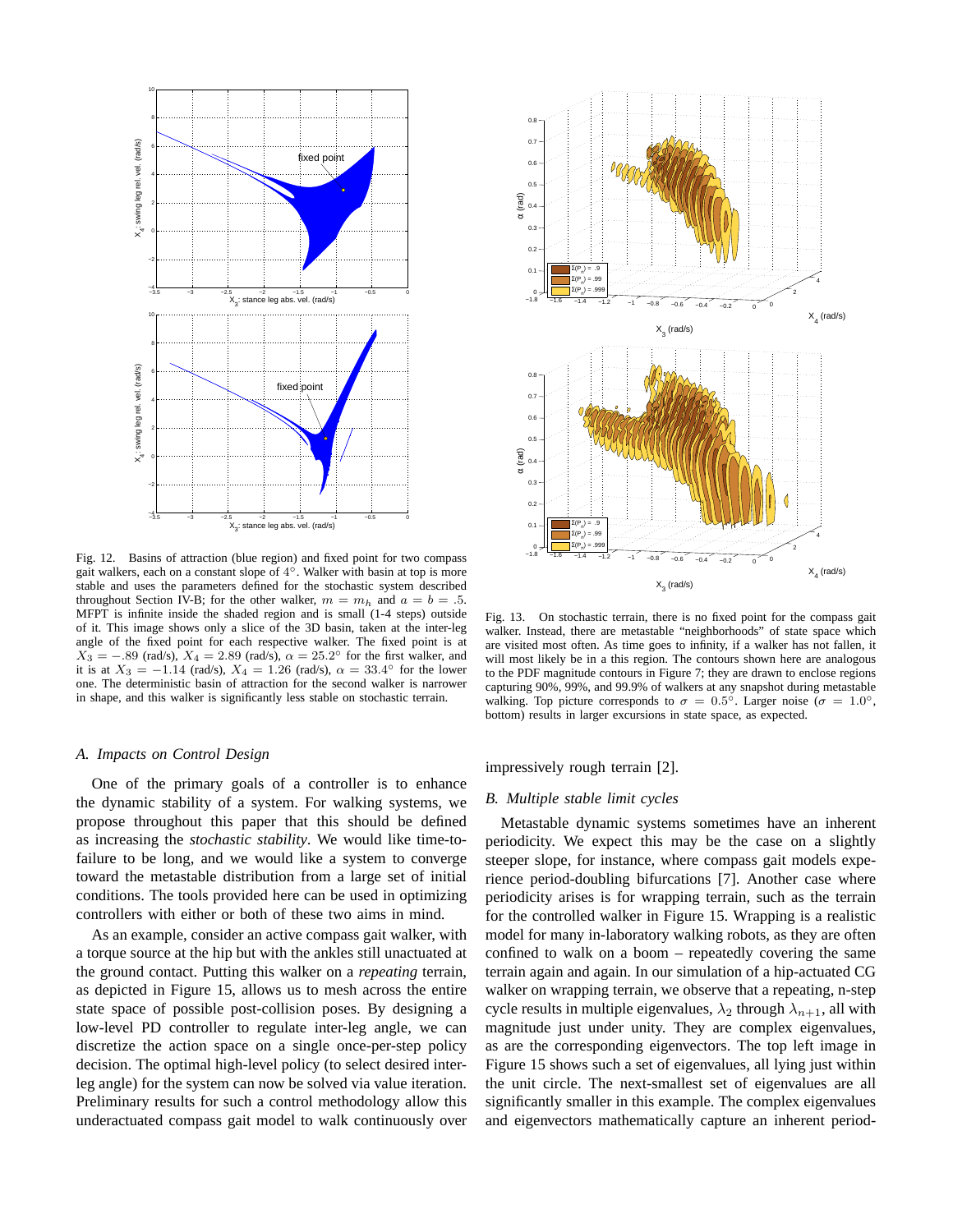Fig. 12. Basins of attraction (blue region) and fixed point for two compass gait walkers, each on a constant slope of $4°$. Walker with basin at top is more stable and uses the parameters defined for the stochastic system described throughout Section IV-B; for the other walker, $m = m_h$ and $a = b = .5$. MFPT is infinite inside the shaded region and is small (1-4 steps) outside of it. This image shows only a slice of the 3D basin, taken at the inter-leg angle of the fixed point for each respective walker. The fixed point is at $X_3 = -.89$ (rad/s), $X_4 = 2.89$ (rad/s), $\alpha = 25.2°$ for the first walker, and it is at $X_3 = -1.14$ (rad/s), $X_4 = 1.26$ (rad/s), $\alpha = 33.4°$ for the lower one. The deterministic basin of attraction for the second walker is narrower in shape, and this walker is significantly less stable on stochastic terrain.

Fig. 13. On stochastic terrain, there is no fixed point for the compass gait walker. Instead, there are metastable "neighborhoods" of state space which are visited most often. As time goes to infinity, if a walker has not fallen, it will most likely be in a this region. The contours shown here are analogous to the PDF magnitude contours in Figure 7; they are drawn to enclose regions capturing 90%, 99%, and 99.9% of walkers at any snapshot during metastable walking. Top picture corresponds to $\sigma = 0.5°$. Larger noise ($\sigma = 1.0°$, bottom) results in larger excursions in state space, as expected.

### A. Impacts on Control Design

One of the primary goals of a controller is to enhance the dynamic stability of a system. For walking systems, we propose throughout this paper that this should be defined as increasing the *stochastic stability*. We would like time-to-failure to be long, and we would like a system to converge toward the metastable distribution from a large set of initial conditions. The tools provided here can be used in optimizing controllers with either or both of these two aims in mind.

As an example, consider an active compass gait walker, with a torque source at the hip but with the ankles still unactuated at the ground contact. Putting this walker on a *repeating* terrain, as depicted in Figure 15, allows us to mesh across the entire state space of possible post-collision poses. By designing a low-level PD controller to regulate inter-leg angle, we can discretize the action space on a single once-per-step policy decision. The optimal high-level policy (to select desired inter-leg angle) for the system can now be solved via value iteration. Preliminary results for such a control methodology allow this underactuated compass gait model to walk continuously over impressively rough terrain [2].

### B. Multiple stable limit cycles

Metastable dynamic systems sometimes have an inherent periodicity. We expect this may be the case on a slightly steeper slope, for instance, where compass gait models experience period-doubling bifurcations [7]. Another case where periodicity arises is for wrapping terrain, such as the terrain for the controlled walker in Figure 15. Wrapping is a realistic model for many in-laboratory walking robots, as they are often confined to walk on a boom – repeatedly covering the same terrain again and again. In our simulation of a hip-actuated CG walker on wrapping terrain, we observe that a repeating, n-step cycle results in multiple eigenvalues, $\lambda_2$ through $\lambda_{n+1}$, all with magnitude just under unity. They are complex eigenvalues, as are the corresponding eigenvectors. The top left image in Figure 15 shows such a set of eigenvalues, all lying just within the unit circle. The next-smallest set of eigenvalues are all significantly smaller in this example. The complex eigenvalues and eigenvectors mathematically capture an inherent period-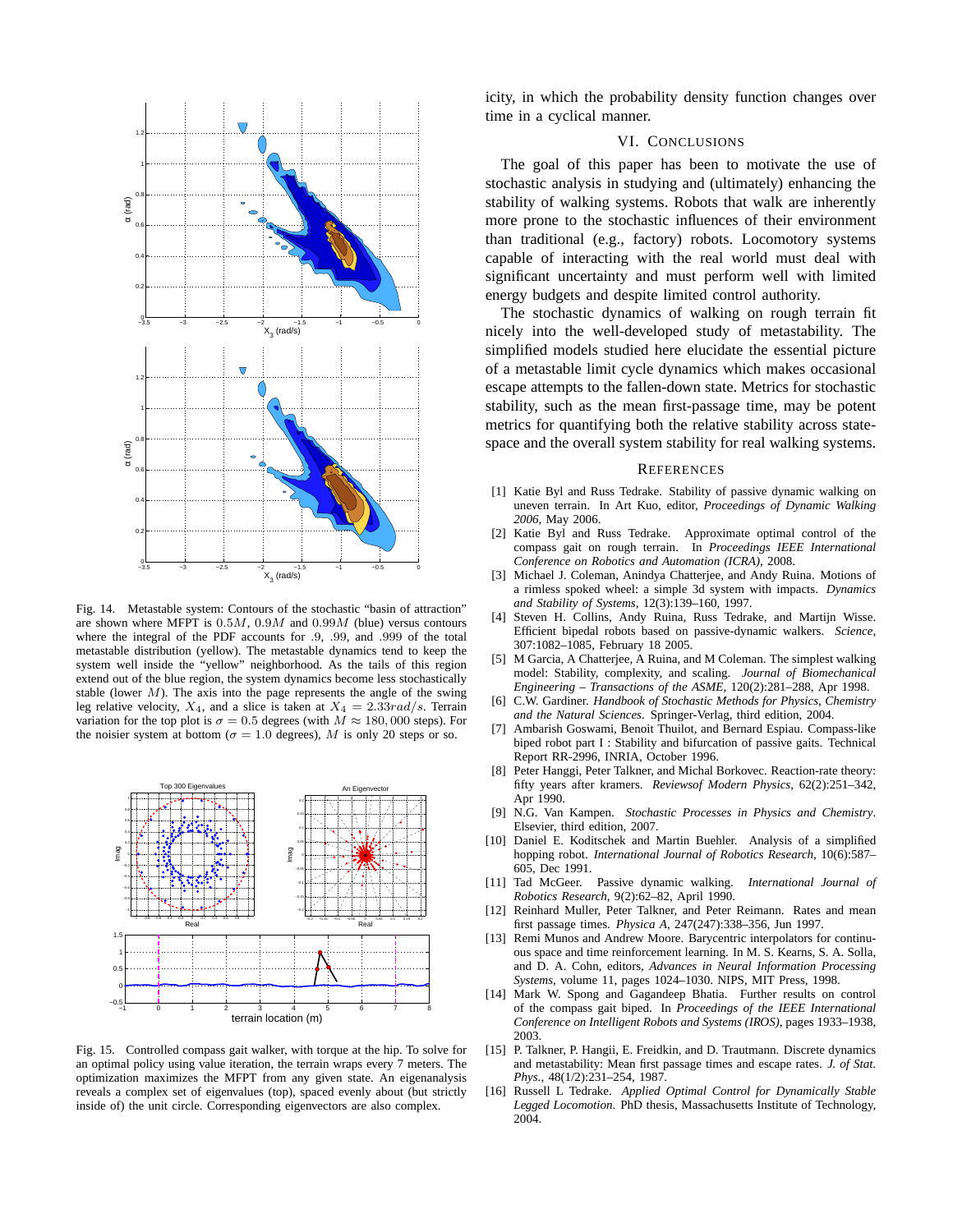−3.5 −3 −2.5 −2 −1.5 −1 −0.5 0

$X_3$ (rad/s)

α (rad)

0 0.2 0.4 0.6 0.8 1 1.2

Fig. 14. Metastable system: Contours of the stochastic "basin of attraction" are shown where MFPT is $0.5M$, $0.9M$ and $0.99M$ (blue) versus contours where the integral of the PDF accounts for .9, .99, and .999 of the total metastable distribution (yellow). The metastable dynamics tend to keep the system well inside the "yellow" neighborhood. As the tails of this region extend out of the blue region, the system dynamics become less stochastically stable (lower $M$). The axis into the page represents the angle of the swing leg relative velocity, $X_4$, and a slice is taken at $X_4 = 2.33 rad/s$. Terrain variation for the top plot is $\sigma = 0.5$ degrees (with $M \approx 180,000$ steps). For the noisier system at bottom ($\sigma = 1.0$ degrees), $M$ is only 20 steps or so.

Top 300 Eigenvalues

An Eigenvector

Real

Imag

terrain location (m)

−1 0 1 2 3 4 5 6 7 8

−0.5 0 0.5 1 1.5

Fig. 15. Controlled compass gait walker, with torque at the hip. To solve for an optimal policy using value iteration, the terrain wraps every 7 meters. The optimization maximizes the MFPT from any given state. An eigenanalysis reveals a complex set of eigenvalues (top), spaced evenly about (but strictly inside of) the unit circle. Corresponding eigenvectors are also complex.

icity, in which the probability density function changes over time in a cyclical manner.

## VI. Conclusions

The goal of this paper has been to motivate the use of stochastic analysis in studying and (ultimately) enhancing the stability of walking systems. Robots that walk are inherently more prone to the stochastic influences of their environment than traditional (e.g., factory) robots. Locomotory systems capable of interacting with the real world must deal with significant uncertainty and must perform well with limited energy budgets and despite limited control authority.

The stochastic dynamics of walking on rough terrain fit nicely into the well-developed study of metastability. The simplified models studied here elucidate the essential picture of a metastable limit cycle dynamics which makes occasional escape attempts to the fallen-down state. Metrics for stochastic stability, such as the mean first-passage time, may be potent metrics for quantifying both the relative stability across state-space and the overall system stability for real walking systems.

## References

[1] Katie Byl and Russ Tedrake. Stability of passive dynamic walking on uneven terrain. In Art Kuo, editor, *Proceedings of Dynamic Walking 2006*, May 2006.

[2] Katie Byl and Russ Tedrake. Approximate optimal control of the compass gait on rough terrain. In *Proceedings IEEE International Conference on Robotics and Automation (ICRA)*, 2008.

[3] Michael J. Coleman, Anindya Chatterjee, and Andy Ruina. Motions of a rimless spoked wheel: a simple 3d system with impacts. *Dynamics and Stability of Systems*, 12(3):139–160, 1997.

[4] Steven H. Collins, Andy Ruina, Russ Tedrake, and Martijn Wisse. Efficient bipedal robots based on passive-dynamic walkers. *Science*, 307:1082–1085, February 18 2005.

[5] M Garcia, A Chatterjee, A Ruina, and M Coleman. The simplest walking model: Stability, complexity, and scaling. *Journal of Biomechanical Engineering – Transactions of the ASME*, 120(2):281–288, Apr 1998.

[6] C.W. Gardiner. *Handbook of Stochastic Methods for Physics, Chemistry and the Natural Sciences*. Springer-Verlag, third edition, 2004.

[7] Ambarish Goswami, Benoit Thuilot, and Bernard Espiau. Compass-like biped robot part I : Stability and bifurcation of passive gaits. Technical Report RR-2996, INRIA, October 1996.

[8] Peter Hanggi, Peter Talkner, and Michal Borkovec. Reaction-rate theory: fifty years after kramers. *Reviewsof Modern Physics*, 62(2):251–342, Apr 1990.

[9] N.G. Van Kampen. *Stochastic Processes in Physics and Chemistry*. Elsevier, third edition, 2007.

[10] Daniel E. Koditschek and Martin Buehler. Analysis of a simplified hopping robot. *International Journal of Robotics Research*, 10(6):587–605, Dec 1991.

[11] Tad McGeer. Passive dynamic walking. *International Journal of Robotics Research*, 9(2):62–82, April 1990.

[12] Reinhard Muller, Peter Talkner, and Peter Reimann. Rates and mean first passage times. *Physica A*, 247(247):338–356, Jun 1997.

[13] Remi Munos and Andrew Moore. Barycentric interpolators for continuous space and time reinforcement learning. In M. S. Kearns, S. A. Solla, and D. A. Cohn, editors, *Advances in Neural Information Processing Systems*, volume 11, pages 1024–1030. NIPS, MIT Press, 1998.

[14] Mark W. Spong and Gagandeep Bhatia. Further results on control of the compass gait biped. In *Proceedings of the IEEE International Conference on Intelligent Robots and Systems (IROS)*, pages 1933–1938, 2003.

[15] P. Talkner, P. Hangii, E. Freidkin, and D. Trautmann. Discrete dynamics and metastability: Mean first passage times and escape rates. *J. of Stat. Phys.*, 48(1/2):231–254, 1987.

[16] Russell L Tedrake. *Applied Optimal Control for Dynamically Stable Legged Locomotion*. PhD thesis, Massachusetts Institute of Technology, 2004.